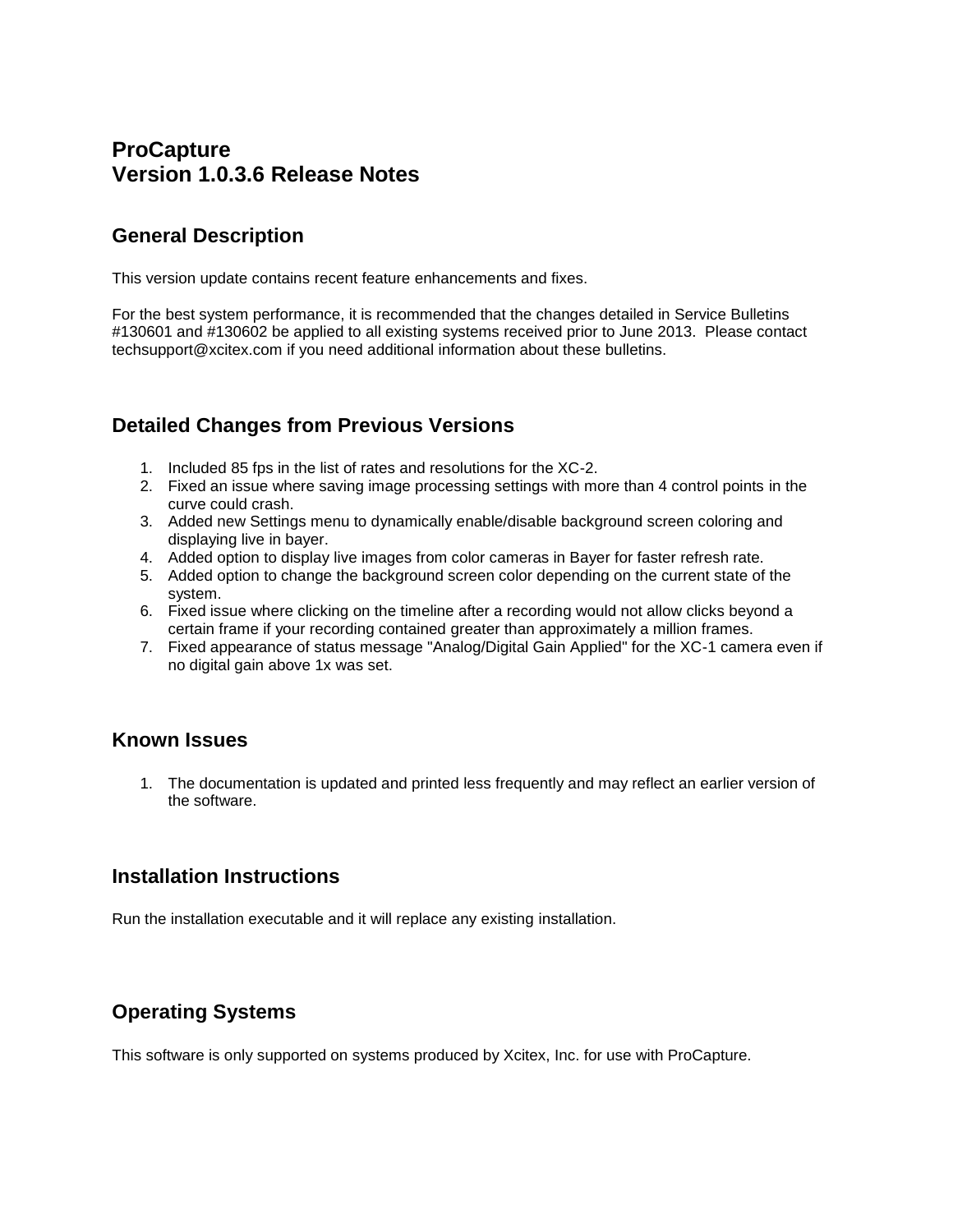# ProCapture
# Version 1.0.3.6 Release Notes

## General Description

This version update contains recent feature enhancements and fixes.

For the best system performance, it is recommended that the changes detailed in Service Bulletins #130601 and #130602 be applied to all existing systems received prior to June 2013. Please contact techsupport@xcitex.com if you need additional information about these bulletins.

## Detailed Changes from Previous Versions

1. Included 85 fps in the list of rates and resolutions for the XC-2.
2. Fixed an issue where saving image processing settings with more than 4 control points in the curve could crash.
3. Added new Settings menu to dynamically enable/disable background screen coloring and displaying live in bayer.
4. Added option to display live images from color cameras in Bayer for faster refresh rate.
5. Added option to change the background screen color depending on the current state of the system.
6. Fixed issue where clicking on the timeline after a recording would not allow clicks beyond a certain frame if your recording contained greater than approximately a million frames.
7. Fixed appearance of status message "Analog/Digital Gain Applied" for the XC-1 camera even if no digital gain above 1x was set.

## Known Issues

1. The documentation is updated and printed less frequently and may reflect an earlier version of the software.

## Installation Instructions

Run the installation executable and it will replace any existing installation.

## Operating Systems

This software is only supported on systems produced by Xcitex, Inc. for use with ProCapture.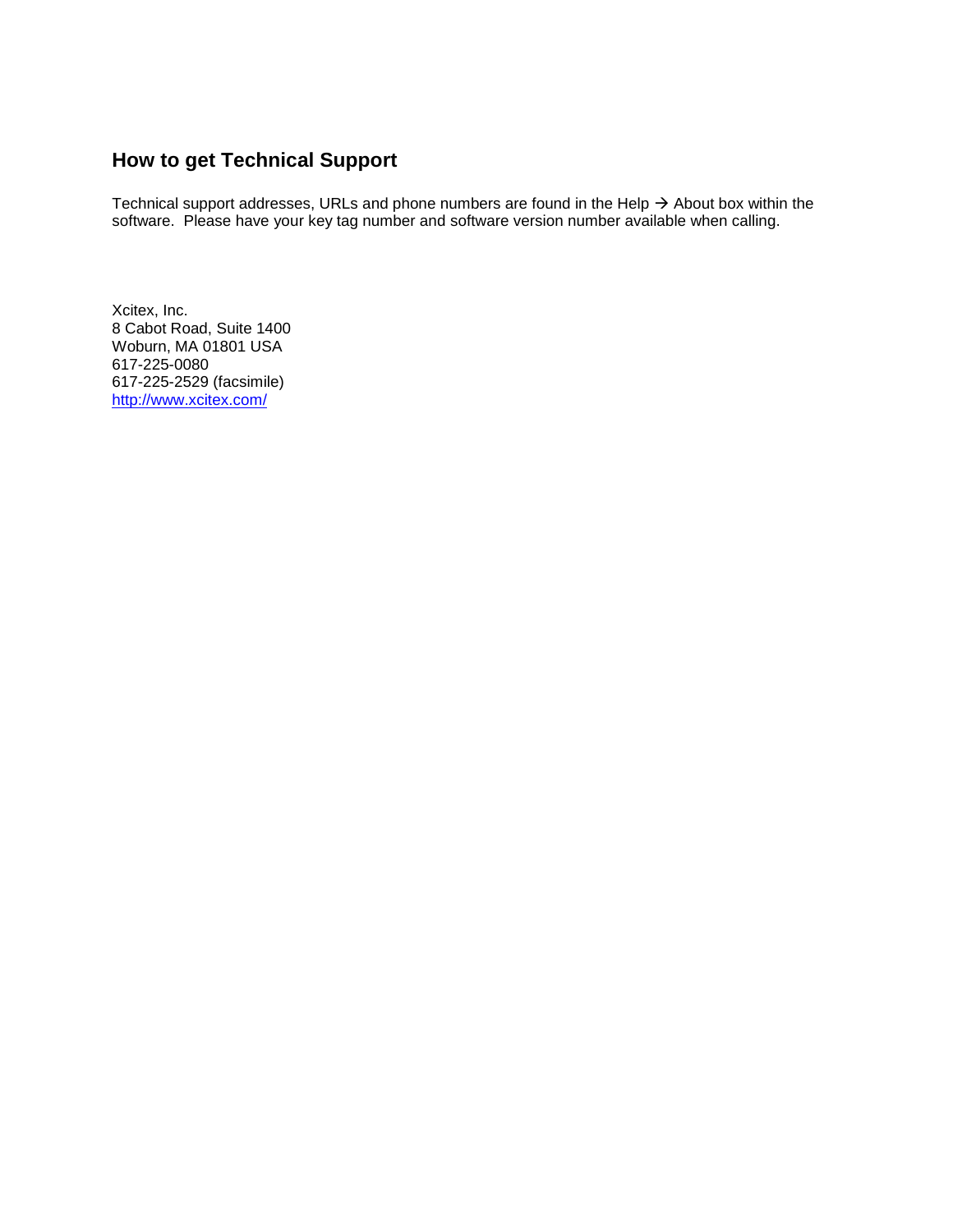## How to get Technical Support

Technical support addresses, URLs and phone numbers are found in the Help → About box within the software. Please have your key tag number and software version number available when calling.

Xcitex, Inc.
8 Cabot Road, Suite 1400
Woburn, MA 01801 USA
617-225-0080
617-225-2529 (facsimile)
http://www.xcitex.com/